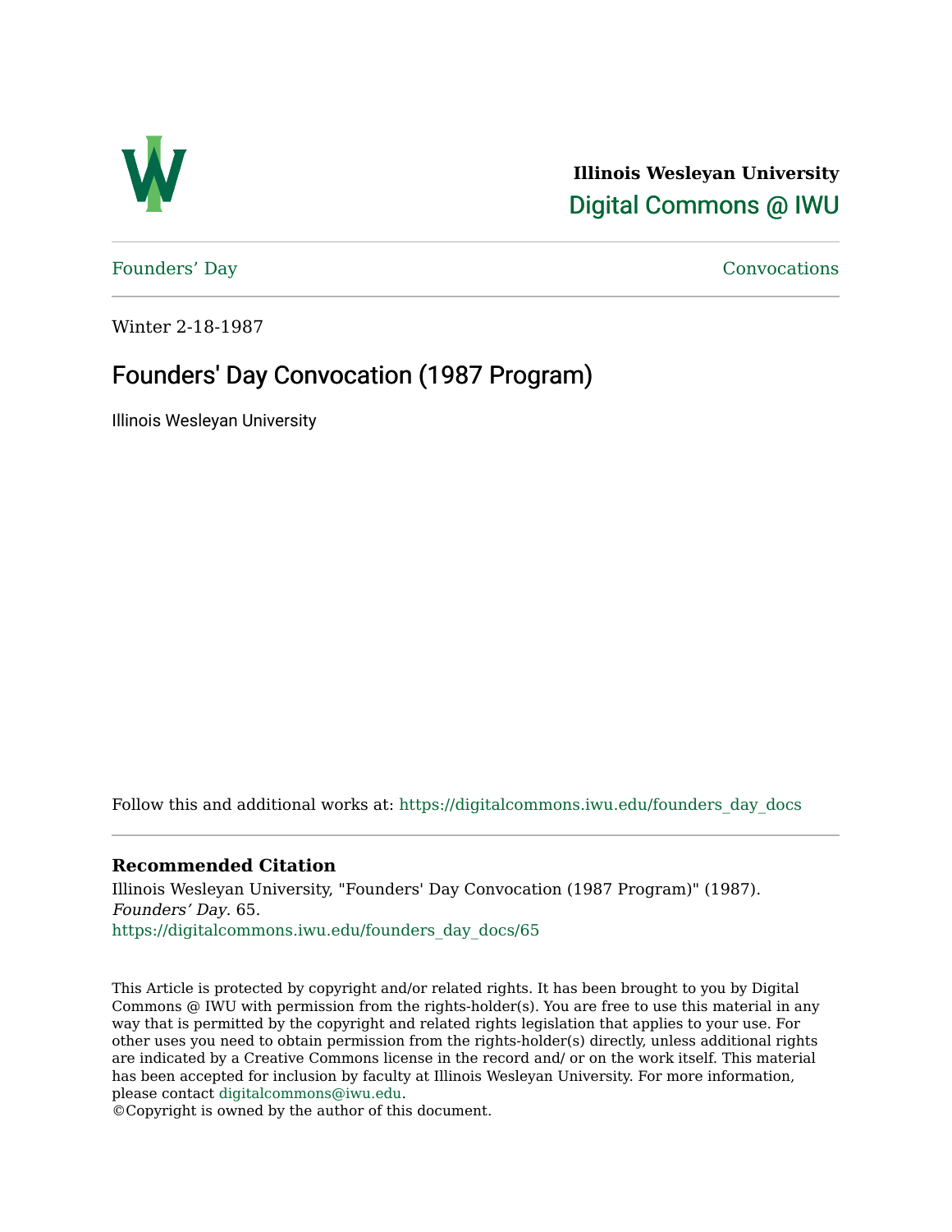Illinois Wesleyan University

Digital Commons @ IWU

Founders' Day

Convocations

Winter 2-18-1987

# Founders' Day Convocation (1987 Program)

Illinois Wesleyan University

Follow this and additional works at: https://digitalcommons.iwu.edu/founders_day_docs

## Recommended Citation

Illinois Wesleyan University, "Founders' Day Convocation (1987 Program)" (1987). *Founders' Day*. 65.
https://digitalcommons.iwu.edu/founders_day_docs/65

This Article is protected by copyright and/or related rights. It has been brought to you by Digital Commons @ IWU with permission from the rights-holder(s). You are free to use this material in any way that is permitted by the copyright and related rights legislation that applies to your use. For other uses you need to obtain permission from the rights-holder(s) directly, unless additional rights are indicated by a Creative Commons license in the record and/ or on the work itself. This material has been accepted for inclusion by faculty at Illinois Wesleyan University. For more information, please contact digitalcommons@iwu.edu.
©Copyright is owned by the author of this document.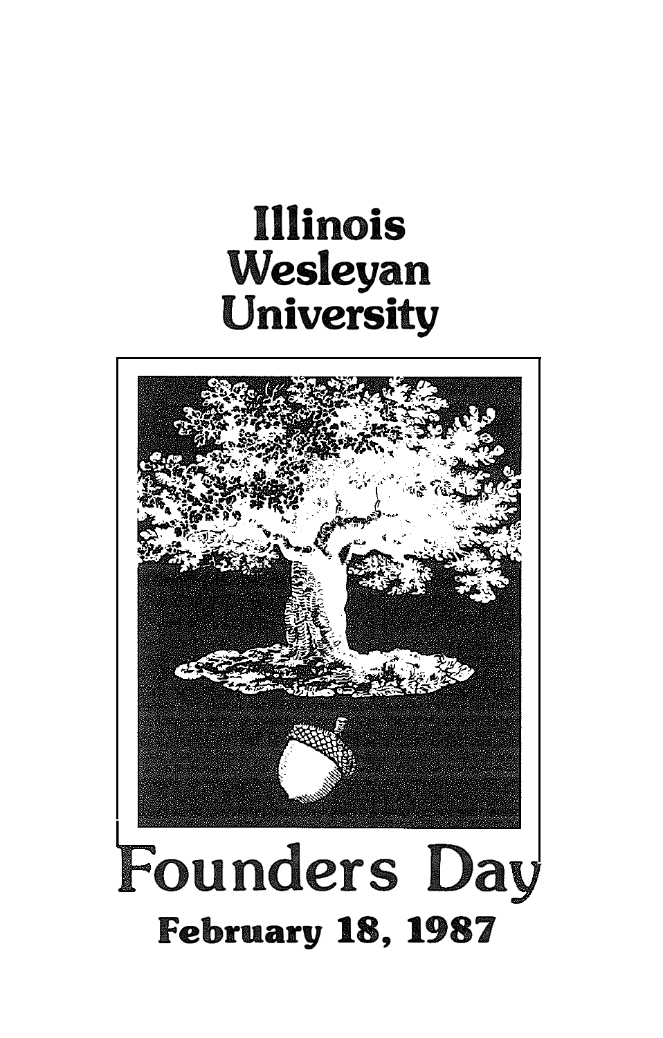# Illinois Wesleyan University

# Founders Day

**February 18, 1987**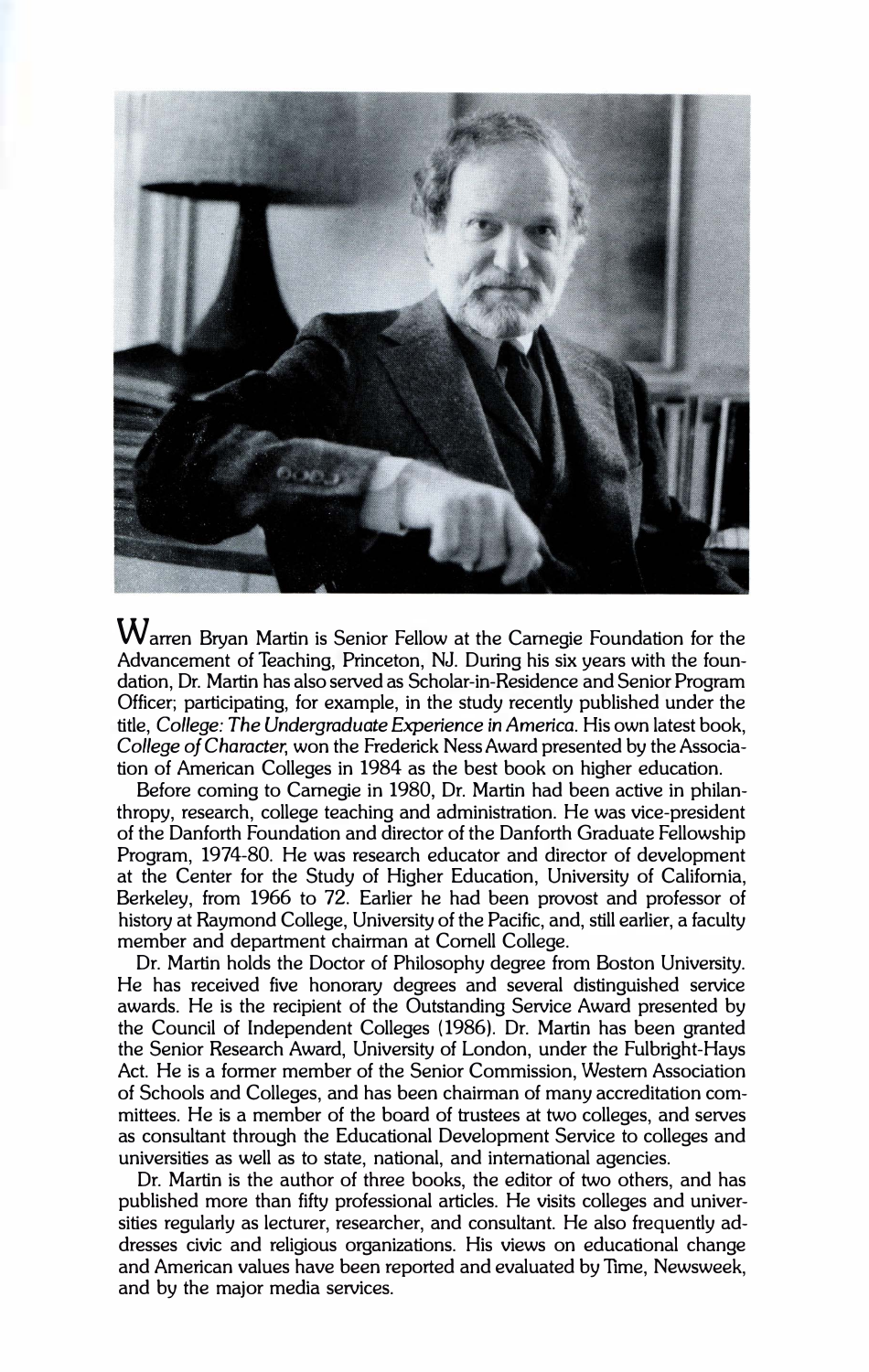Warren Bryan Martin is Senior Fellow at the Carnegie Foundation for the Advancement of Teaching, Princeton, NJ. During his six years with the foundation, Dr. Martin has also served as Scholar-in-Residence and Senior Program Officer; participating, for example, in the study recently published under the title, *College: The Undergraduate Experience in America*. His own latest book, *College of Character*, won the Frederick Ness Award presented by the Association of American Colleges in 1984 as the best book on higher education.

Before coming to Carnegie in 1980, Dr. Martin had been active in philanthropy, research, college teaching and administration. He was vice-president of the Danforth Foundation and director of the Danforth Graduate Fellowship Program, 1974-80. He was research educator and director of development at the Center for the Study of Higher Education, University of California, Berkeley, from 1966 to 72. Earlier he had been provost and professor of history at Raymond College, University of the Pacific, and, still earlier, a faculty member and department chairman at Cornell College.

Dr. Martin holds the Doctor of Philosophy degree from Boston University. He has received five honorary degrees and several distinguished service awards. He is the recipient of the Outstanding Service Award presented by the Council of Independent Colleges (1986). Dr. Martin has been granted the Senior Research Award, University of London, under the Fulbright-Hays Act. He is a former member of the Senior Commission, Western Association of Schools and Colleges, and has been chairman of many accreditation committees. He is a member of the board of trustees at two colleges, and serves as consultant through the Educational Development Service to colleges and universities as well as to state, national, and international agencies.

Dr. Martin is the author of three books, the editor of two others, and has published more than fifty professional articles. He visits colleges and universities regularly as lecturer, researcher, and consultant. He also frequently addresses civic and religious organizations. His views on educational change and American values have been reported and evaluated by Time, Newsweek, and by the major media services.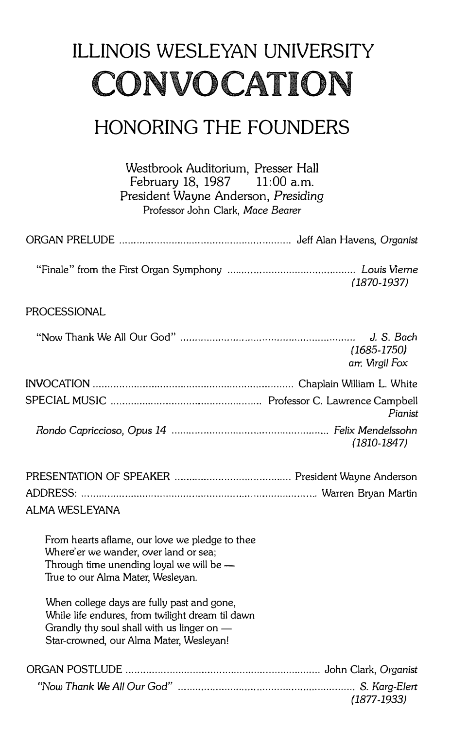# ILLINOIS WESLEYAN UNIVERSITY

# CONVOCATION

## HONORING THE FOUNDERS

Westbrook Auditorium, Presser Hall
February 18, 1987 11:00 a.m.
President Wayne Anderson, *Presiding*
Professor John Clark, *Mace Bearer*

ORGAN PRELUDE .......... Jeff Alan Havens, *Organist*

"Finale" from the First Organ Symphony .......... *Louis Vierne (1870-1937)*

PROCESSIONAL

"Now Thank We All Our God" .......... *J. S. Bach (1685-1750) arr. Virgil Fox*

INVOCATION .......... Chaplain William L. White

SPECIAL MUSIC .......... Professor C. Lawrence Campbell *Pianist*

*Rondo Capriccioso, Opus 14* .......... *Felix Mendelssohn (1810-1847)*

PRESENTATION OF SPEAKER .......... President Wayne Anderson

ADDRESS: .......... Warren Bryan Martin

ALMA WESLEYANA

From hearts aflame, our love we pledge to thee
Where'er we wander, over land or sea;
Through time unending loyal we will be —
True to our Alma Mater, Wesleyan.

When college days are fully past and gone,
While life endures, from twilight dream til dawn
Grandly thy soul shall with us linger on —
Star-crowned, our Alma Mater, Wesleyan!

ORGAN POSTLUDE .......... John Clark, *Organist*

*"Now Thank We All Our God"* .......... *S. Karg-Elert (1877-1933)*